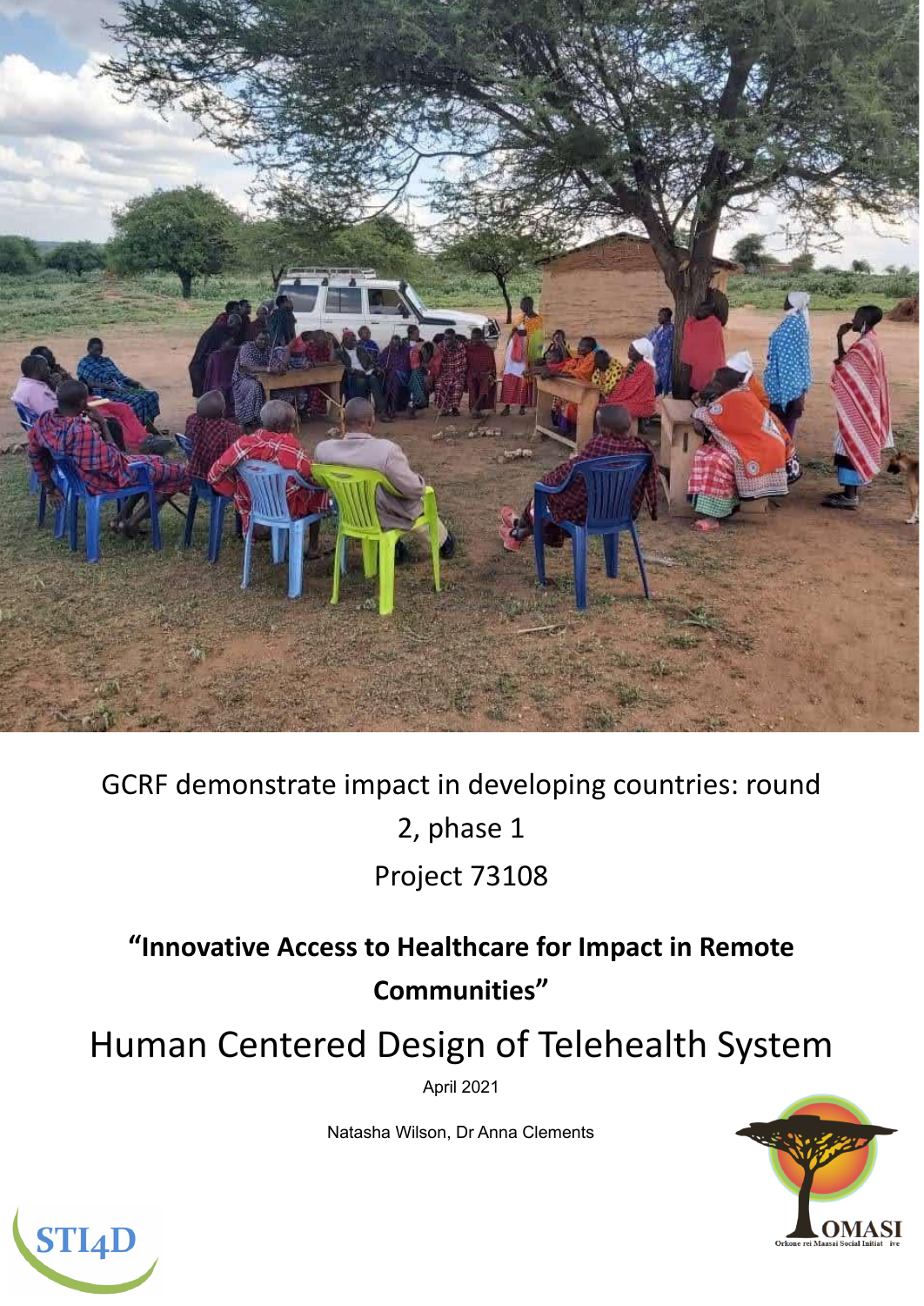GCRF demonstrate impact in developing countries: round 2, phase 1

Project 73108

## "Innovative Access to Healthcare for Impact in Remote Communities"

# Human Centered Design of Telehealth System

April 2021

Natasha Wilson, Dr Anna Clements

STI4D

OMASI

Orkone rei Maasai Social Initiative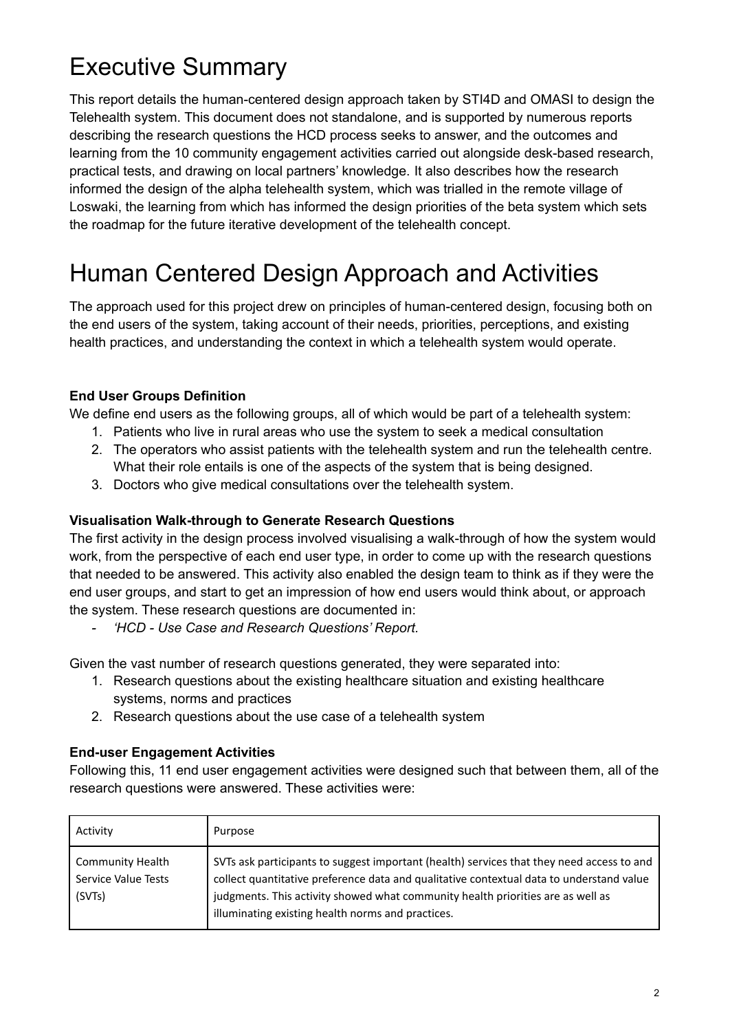# Executive Summary

This report details the human-centered design approach taken by STI4D and OMASI to design the Telehealth system. This document does not standalone, and is supported by numerous reports describing the research questions the HCD process seeks to answer, and the outcomes and learning from the 10 community engagement activities carried out alongside desk-based research, practical tests, and drawing on local partners' knowledge. It also describes how the research informed the design of the alpha telehealth system, which was trialled in the remote village of Loswaki, the learning from which has informed the design priorities of the beta system which sets the roadmap for the future iterative development of the telehealth concept.

# Human Centered Design Approach and Activities

The approach used for this project drew on principles of human-centered design, focusing both on the end users of the system, taking account of their needs, priorities, perceptions, and existing health practices, and understanding the context in which a telehealth system would operate.

**End User Groups Definition**

We define end users as the following groups, all of which would be part of a telehealth system:

1. Patients who live in rural areas who use the system to seek a medical consultation
2. The operators who assist patients with the telehealth system and run the telehealth centre. What their role entails is one of the aspects of the system that is being designed.
3. Doctors who give medical consultations over the telehealth system.

**Visualisation Walk-through to Generate Research Questions**

The first activity in the design process involved visualising a walk-through of how the system would work, from the perspective of each end user type, in order to come up with the research questions that needed to be answered. This activity also enabled the design team to think as if they were the end user groups, and start to get an impression of how end users would think about, or approach the system. These research questions are documented in:

- *'HCD - Use Case and Research Questions' Report.*

Given the vast number of research questions generated, they were separated into:

1. Research questions about the existing healthcare situation and existing healthcare systems, norms and practices
2. Research questions about the use case of a telehealth system

**End-user Engagement Activities**

Following this, 11 end user engagement activities were designed such that between them, all of the research questions were answered. These activities were:

| Activity | Purpose |
|---|---|
| Community Health Service Value Tests (SVTs) | SVTs ask participants to suggest important (health) services that they need access to and collect quantitative preference data and qualitative contextual data to understand value judgments. This activity showed what community health priorities are as well as illuminating existing health norms and practices. |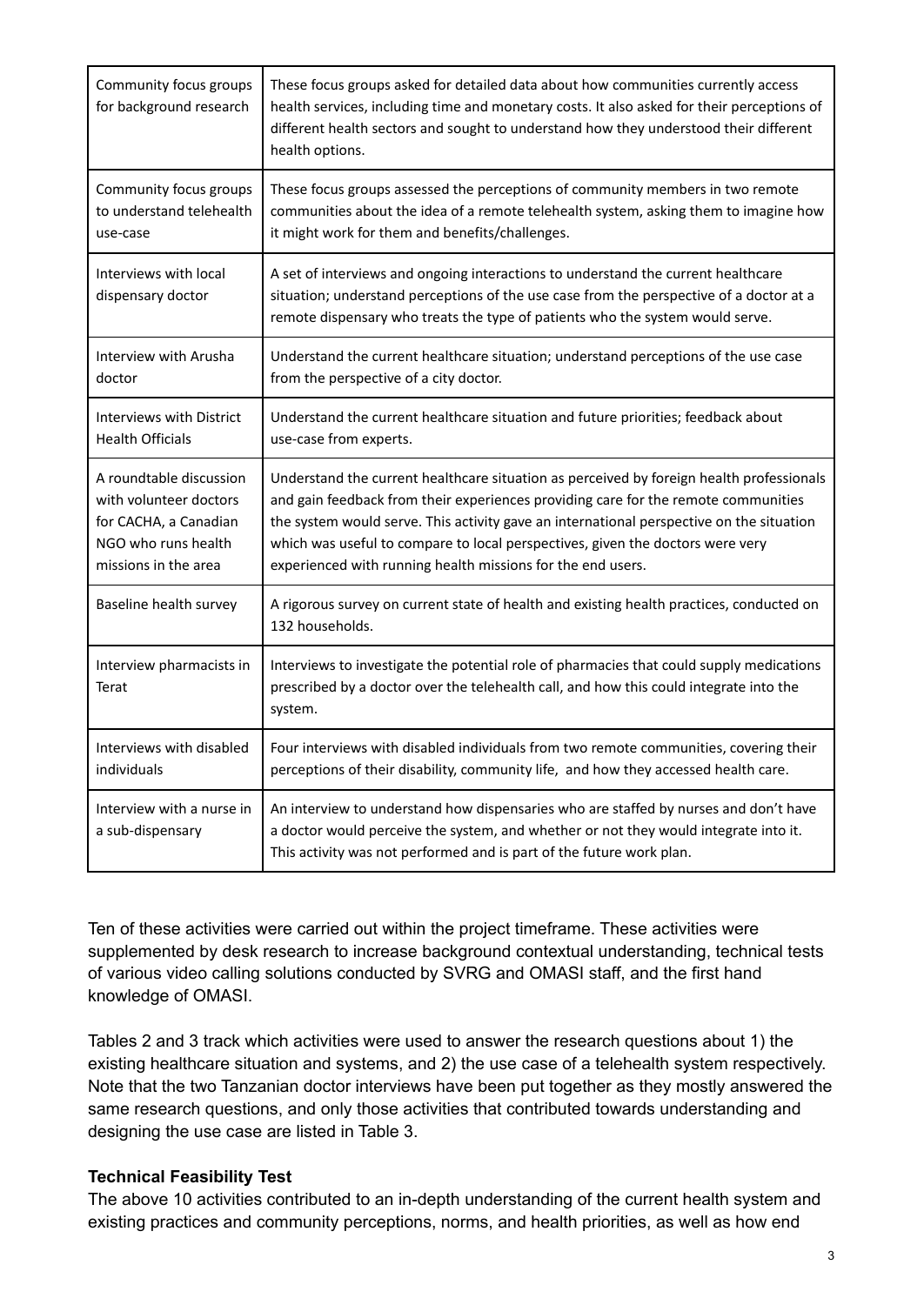| | |
|---|---|
| Community focus groups for background research | These focus groups asked for detailed data about how communities currently access health services, including time and monetary costs. It also asked for their perceptions of different health sectors and sought to understand how they understood their different health options. |
| Community focus groups to understand telehealth use-case | These focus groups assessed the perceptions of community members in two remote communities about the idea of a remote telehealth system, asking them to imagine how it might work for them and benefits/challenges. |
| Interviews with local dispensary doctor | A set of interviews and ongoing interactions to understand the current healthcare situation; understand perceptions of the use case from the perspective of a doctor at a remote dispensary who treats the type of patients who the system would serve. |
| Interview with Arusha doctor | Understand the current healthcare situation; understand perceptions of the use case from the perspective of a city doctor. |
| Interviews with District Health Officials | Understand the current healthcare situation and future priorities; feedback about use-case from experts. |
| A roundtable discussion with volunteer doctors for CACHA, a Canadian NGO who runs health missions in the area | Understand the current healthcare situation as perceived by foreign health professionals and gain feedback from their experiences providing care for the remote communities the system would serve. This activity gave an international perspective on the situation which was useful to compare to local perspectives, given the doctors were very experienced with running health missions for the end users. |
| Baseline health survey | A rigorous survey on current state of health and existing health practices, conducted on 132 households. |
| Interview pharmacists in Terat | Interviews to investigate the potential role of pharmacies that could supply medications prescribed by a doctor over the telehealth call, and how this could integrate into the system. |
| Interviews with disabled individuals | Four interviews with disabled individuals from two remote communities, covering their perceptions of their disability, community life, and how they accessed health care. |
| Interview with a nurse in a sub-dispensary | An interview to understand how dispensaries who are staffed by nurses and don't have a doctor would perceive the system, and whether or not they would integrate into it. This activity was not performed and is part of the future work plan. |

Ten of these activities were carried out within the project timeframe. These activities were supplemented by desk research to increase background contextual understanding, technical tests of various video calling solutions conducted by SVRG and OMASI staff, and the first hand knowledge of OMASI.

Tables 2 and 3 track which activities were used to answer the research questions about 1) the existing healthcare situation and systems, and 2) the use case of a telehealth system respectively. Note that the two Tanzanian doctor interviews have been put together as they mostly answered the same research questions, and only those activities that contributed towards understanding and designing the use case are listed in Table 3.

**Technical Feasibility Test**

The above 10 activities contributed to an in-depth understanding of the current health system and existing practices and community perceptions, norms, and health priorities, as well as how end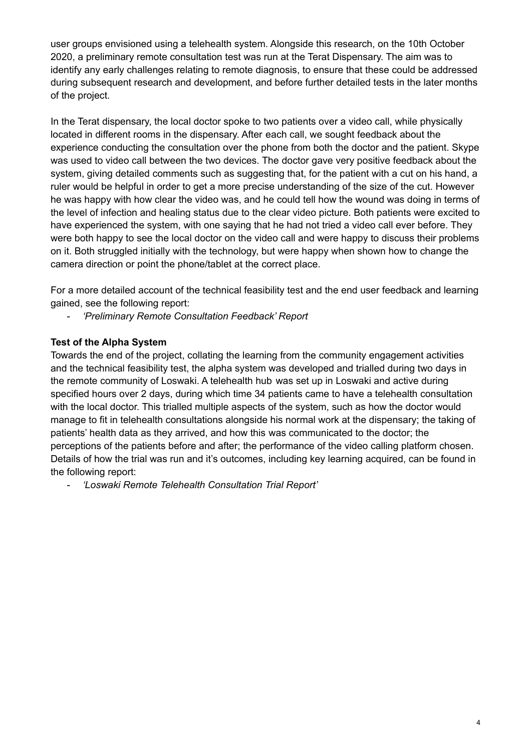user groups envisioned using a telehealth system. Alongside this research, on the 10th October 2020, a preliminary remote consultation test was run at the Terat Dispensary. The aim was to identify any early challenges relating to remote diagnosis, to ensure that these could be addressed during subsequent research and development, and before further detailed tests in the later months of the project.

In the Terat dispensary, the local doctor spoke to two patients over a video call, while physically located in different rooms in the dispensary. After each call, we sought feedback about the experience conducting the consultation over the phone from both the doctor and the patient. Skype was used to video call between the two devices. The doctor gave very positive feedback about the system, giving detailed comments such as suggesting that, for the patient with a cut on his hand, a ruler would be helpful in order to get a more precise understanding of the size of the cut. However he was happy with how clear the video was, and he could tell how the wound was doing in terms of the level of infection and healing status due to the clear video picture. Both patients were excited to have experienced the system, with one saying that he had not tried a video call ever before. They were both happy to see the local doctor on the video call and were happy to discuss their problems on it. Both struggled initially with the technology, but were happy when shown how to change the camera direction or point the phone/tablet at the correct place.

For a more detailed account of the technical feasibility test and the end user feedback and learning gained, see the following report:

- *'Preliminary Remote Consultation Feedback' Report*

**Test of the Alpha System**

Towards the end of the project, collating the learning from the community engagement activities and the technical feasibility test, the alpha system was developed and trialled during two days in the remote community of Loswaki. A telehealth hub was set up in Loswaki and active during specified hours over 2 days, during which time 34 patients came to have a telehealth consultation with the local doctor. This trialled multiple aspects of the system, such as how the doctor would manage to fit in telehealth consultations alongside his normal work at the dispensary; the taking of patients' health data as they arrived, and how this was communicated to the doctor; the perceptions of the patients before and after; the performance of the video calling platform chosen. Details of how the trial was run and it's outcomes, including key learning acquired, can be found in the following report:

- *'Loswaki Remote Telehealth Consultation Trial Report'*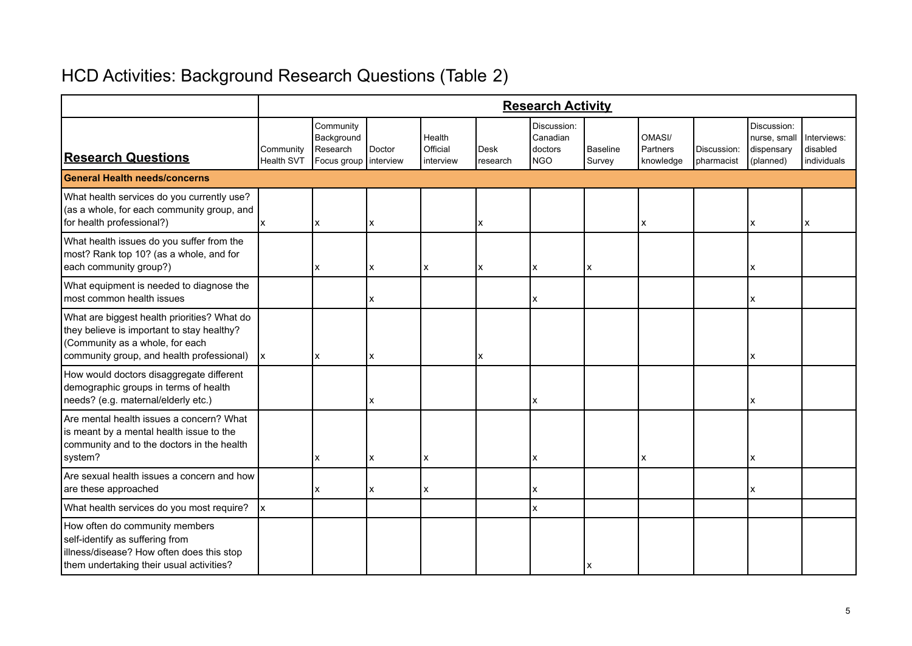# HCD Activities: Background Research Questions (Table 2)

| | **Research Activity** | | | | | | | | | | |
|---|---|---|---|---|---|---|---|---|---|---|---|
| **Research Questions** | Community Health SVT | Community Background Research Focus group | Doctor interview | Health Official interview | Desk research | Discussion: Canadian doctors NGO | Baseline Survey | OMASI/ Partners knowledge | Discussion: pharmacist | Discussion: nurse, small dispensary (planned) | Interviews: disabled individuals |
| **General Health needs/concerns** | | | | | | | | | | | |
| What health services do you currently use? (as a whole, for each community group, and for health professional?) | x | x | x | | x | | | x | | x | x |
| What health issues do you suffer from the most? Rank top 10? (as a whole, and for each community group?) | | x | x | x | x | x | x | | | x | |
| What equipment is needed to diagnose the most common health issues | | | x | | | x | | | | x | |
| What are biggest health priorities? What do they believe is important to stay healthy? (Community as a whole, for each community group, and health professional) | x | x | x | | x | | | | | x | |
| How would doctors disaggregate different demographic groups in terms of health needs? (e.g. maternal/elderly etc.) | | | x | | | x | | | | x | |
| Are mental health issues a concern? What is meant by a mental health issue to the community and to the doctors in the health system? | | x | x | x | | x | | x | | x | |
| Are sexual health issues a concern and how are these approached | | x | x | x | | x | | | | x | |
| What health services do you most require? | x | | | | | x | | | | | |
| How often do community members self-identify as suffering from illness/disease? How often does this stop them undertaking their usual activities? | | | | | | | x | | | | |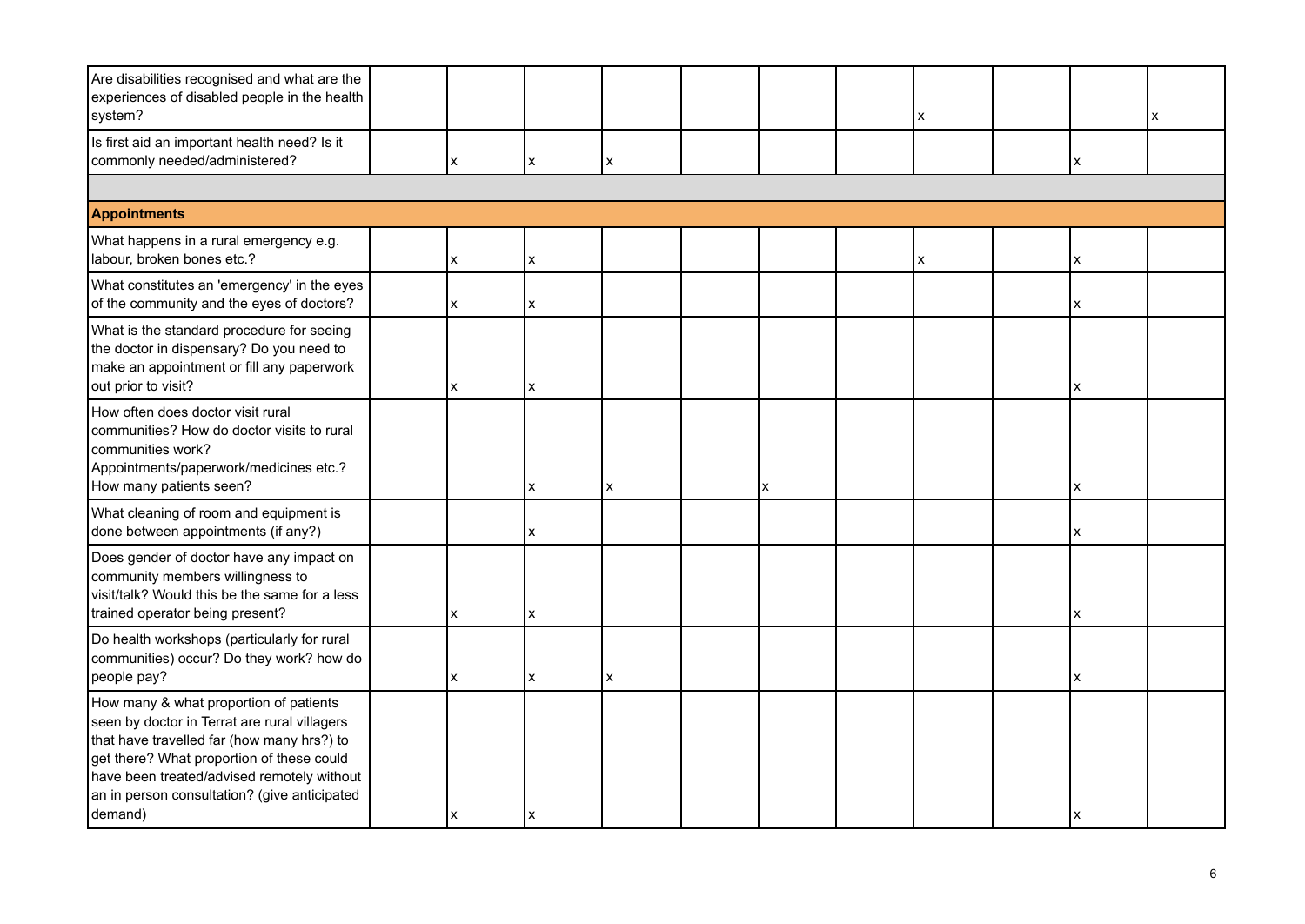| | | | | | | | | | | | |
|---|---|---|---|---|---|---|---|---|---|---|---|
| Are disabilities recognised and what are the experiences of disabled people in the health system? | | | | | | | | x | | | x |
| Is first aid an important health need? Is it commonly needed/administered? | | x | x | x | | | | | | x | |
| | | | | | | | | | | | |
| **Appointments** | | | | | | | | | | | |
| What happens in a rural emergency e.g. labour, broken bones etc.? | | x | x | | | | | x | | x | |
| What constitutes an 'emergency' in the eyes of the community and the eyes of doctors? | | x | x | | | | | | | x | |
| What is the standard procedure for seeing the doctor in dispensary? Do you need to make an appointment or fill any paperwork out prior to visit? | | x | x | | | | | | | x | |
| How often does doctor visit rural communities? How do doctor visits to rural communities work? Appointments/paperwork/medicines etc.? How many patients seen? | | | x | x | | x | | | | x | |
| What cleaning of room and equipment is done between appointments (if any?) | | | x | | | | | | | x | |
| Does gender of doctor have any impact on community members willingness to visit/talk? Would this be the same for a less trained operator being present? | | x | x | | | | | | | x | |
| Do health workshops (particularly for rural communities) occur? Do they work? how do people pay? | | x | x | x | | | | | | x | |
| How many & what proportion of patients seen by doctor in Terrat are rural villagers that have travelled far (how many hrs?) to get there? What proportion of these could have been treated/advised remotely without an in person consultation? (give anticipated demand) | | x | x | | | | | | | x | |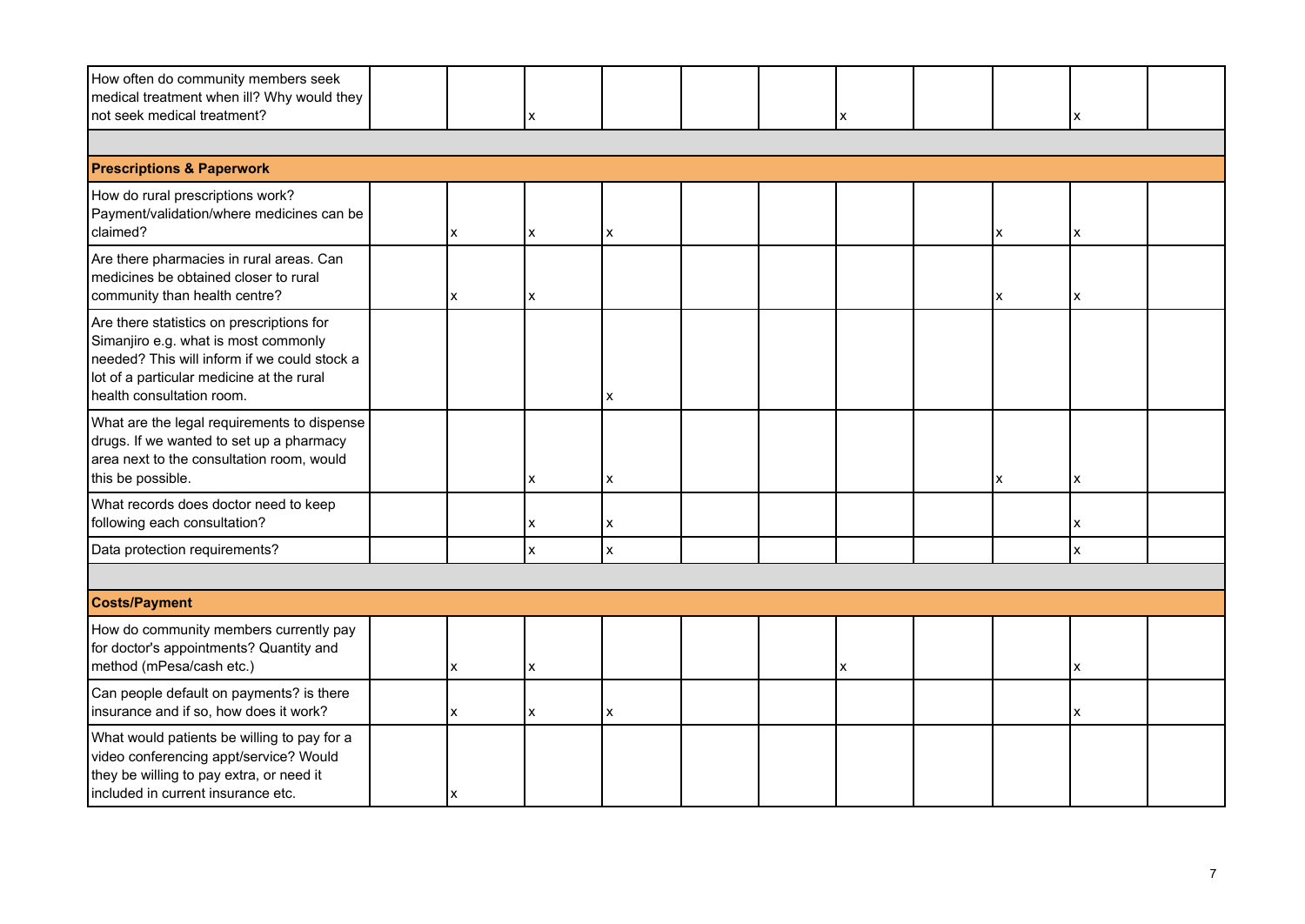| | | | | | | | | | | | |
|---|---|---|---|---|---|---|---|---|---|---|---|
| How often do community members seek medical treatment when ill? Why would they not seek medical treatment? | | | x | | | | x | | | x | |
| | | | | | | | | | | | |
| **Prescriptions & Paperwork** | | | | | | | | | | | |
| How do rural prescriptions work? Payment/validation/where medicines can be claimed? | | x | x | x | | | | | x | x | |
| Are there pharmacies in rural areas. Can medicines be obtained closer to rural community than health centre? | | x | x | | | | | | x | x | |
| Are there statistics on prescriptions for Simanjiro e.g. what is most commonly needed? This will inform if we could stock a lot of a particular medicine at the rural health consultation room. | | | | x | | | | | | | |
| What are the legal requirements to dispense drugs. If we wanted to set up a pharmacy area next to the consultation room, would this be possible. | | | x | x | | | | | x | x | |
| What records does doctor need to keep following each consultation? | | | x | x | | | | | | x | |
| Data protection requirements? | | | x | x | | | | | | x | |
| | | | | | | | | | | | |
| **Costs/Payment** | | | | | | | | | | | |
| How do community members currently pay for doctor's appointments? Quantity and method (mPesa/cash etc.) | | x | x | | | | x | | | x | |
| Can people default on payments? is there insurance and if so, how does it work? | | x | x | x | | | | | | x | |
| What would patients be willing to pay for a video conferencing appt/service? Would they be willing to pay extra, or need it included in current insurance etc. | | x | | | | | | | | | |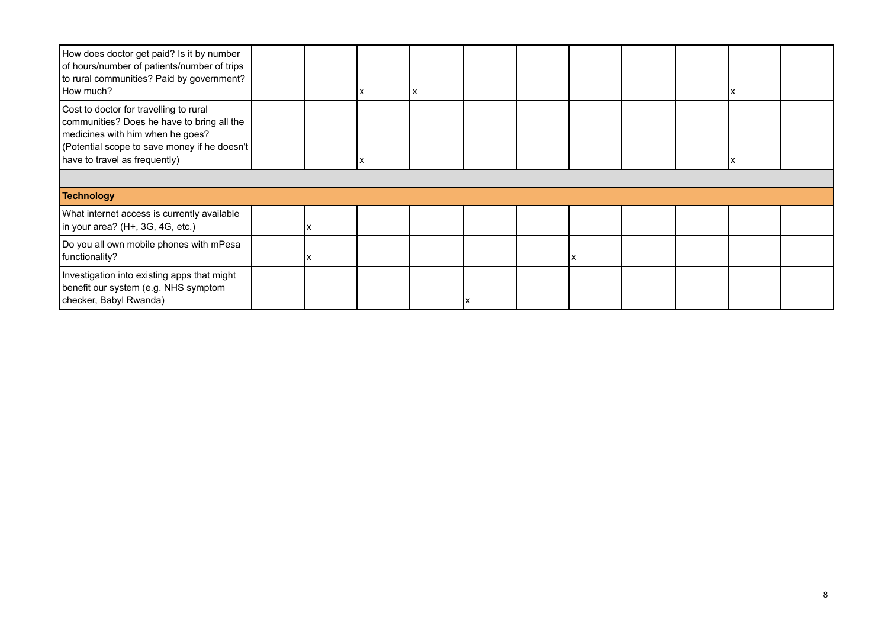| | | | | | | | | | | |
|---|---|---|---|---|---|---|---|---|---|---|
| How does doctor get paid? Is it by number of hours/number of patients/number of trips to rural communities? Paid by government? How much? | | | x | x | | | | | | x | |
| Cost to doctor for travelling to rural communities? Does he have to bring all the medicines with him when he goes? (Potential scope to save money if he doesn't have to travel as frequently) | | | x | | | | | | | x | |
| | | | | | | | | | | | |
| **Technology** | | | | | | | | | | | |
| What internet access is currently available in your area? (H+, 3G, 4G, etc.) | | x | | | | | | | | | |
| Do you all own mobile phones with mPesa functionality? | | x | | | | | x | | | | |
| Investigation into existing apps that might benefit our system (e.g. NHS symptom checker, Babyl Rwanda) | | | | | x | | | | | | |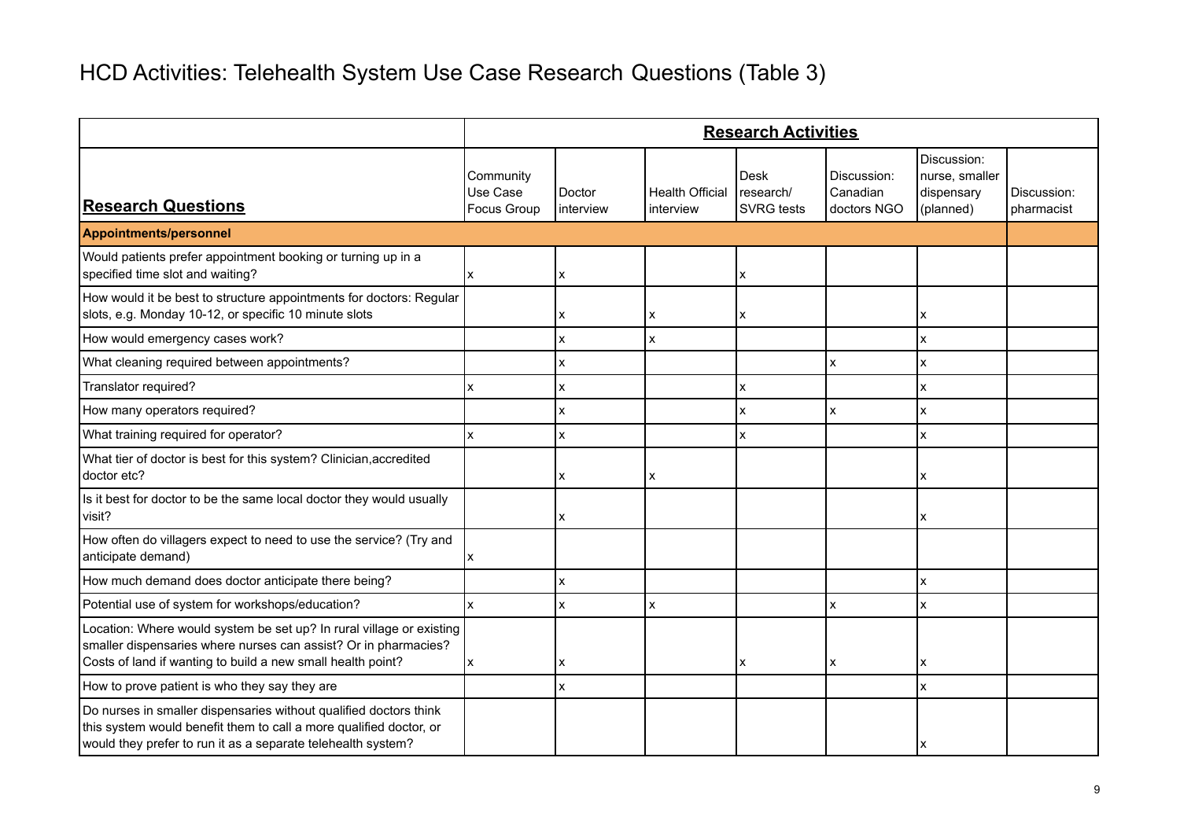# HCD Activities: Telehealth System Use Case Research Questions (Table 3)

| **Research Questions** | **Research Activities** | | | | | | |
|---|---|---|---|---|---|---|---|
| | Community Use Case Focus Group | Doctor interview | Health Official interview | Desk research/ SVRG tests | Discussion: Canadian doctors NGO | Discussion: nurse, smaller dispensary (planned) | Discussion: pharmacist |
| **Appointments/personnel** | | | | | | | |
| Would patients prefer appointment booking or turning up in a specified time slot and waiting? | x | x | | x | | | |
| How would it be best to structure appointments for doctors: Regular slots, e.g. Monday 10-12, or specific 10 minute slots | | x | x | x | | x | |
| How would emergency cases work? | | x | x | | | x | |
| What cleaning required between appointments? | | x | | | x | x | |
| Translator required? | x | x | | x | | x | |
| How many operators required? | | x | | x | x | x | |
| What training required for operator? | x | x | | x | | x | |
| What tier of doctor is best for this system? Clinician,accredited doctor etc? | | x | x | | | x | |
| Is it best for doctor to be the same local doctor they would usually visit? | | x | | | | x | |
| How often do villagers expect to need to use the service? (Try and anticipate demand) | x | | | | | | |
| How much demand does doctor anticipate there being? | | x | | | | x | |
| Potential use of system for workshops/education? | x | x | x | | x | x | |
| Location: Where would system be set up? In rural village or existing smaller dispensaries where nurses can assist? Or in pharmacies? Costs of land if wanting to build a new small health point? | x | x | | x | x | x | |
| How to prove patient is who they say they are | | x | | | | x | |
| Do nurses in smaller dispensaries without qualified doctors think this system would benefit them to call a more qualified doctor, or would they prefer to run it as a separate telehealth system? | | | | | | x | |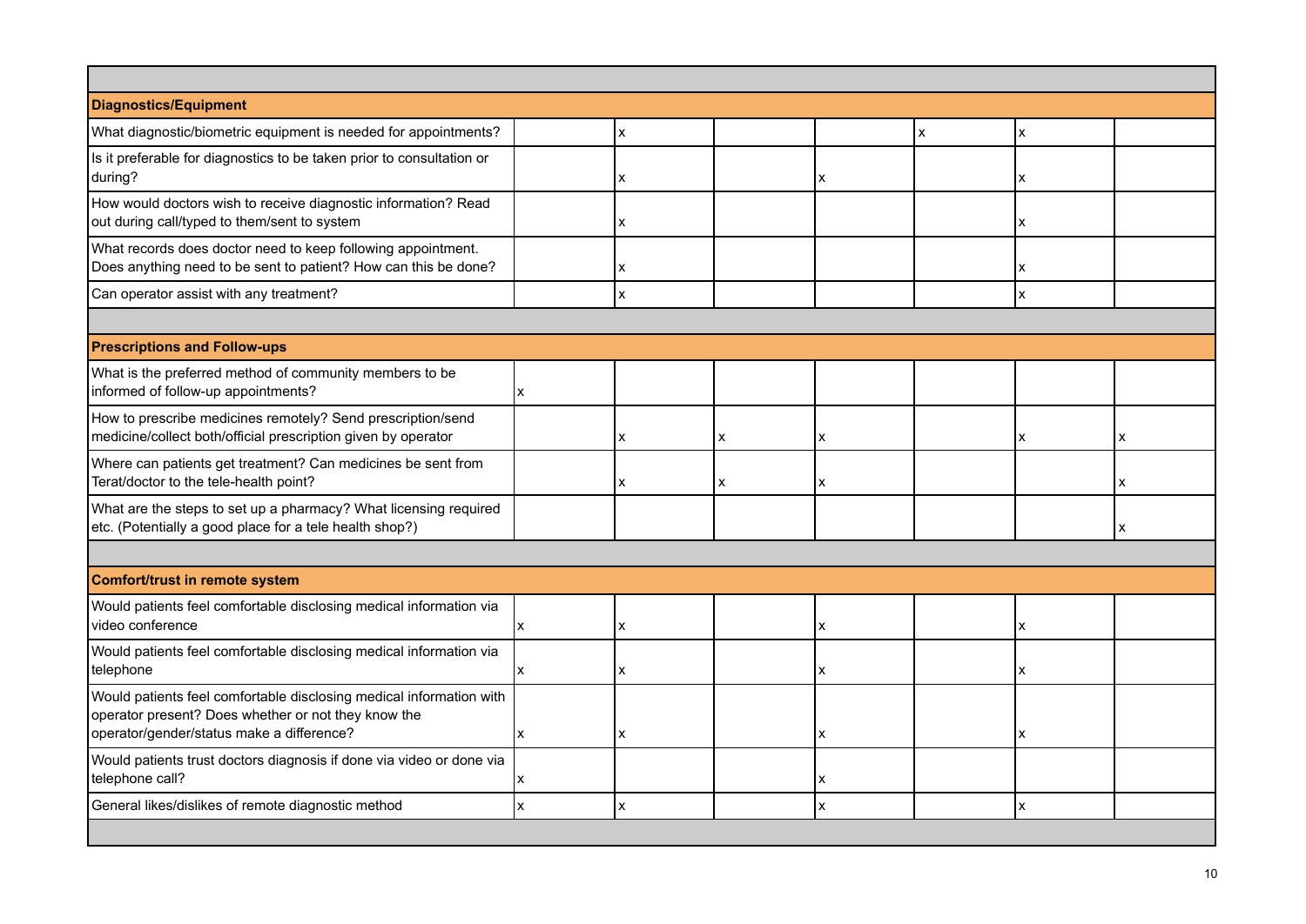| | | | | | | | |
|---|---|---|---|---|---|---|---|
| **Diagnostics/Equipment** | | | | | | | |
| What diagnostic/biometric equipment is needed for appointments? | | x | | | x | x | |
| Is it preferable for diagnostics to be taken prior to consultation or during? | | x | | x | | x | |
| How would doctors wish to receive diagnostic information? Read out during call/typed to them/sent to system | | x | | | | x | |
| What records does doctor need to keep following appointment. Does anything need to be sent to patient? How can this be done? | | x | | | | x | |
| Can operator assist with any treatment? | | x | | | | x | |
| | | | | | | | |
| **Prescriptions and Follow-ups** | | | | | | | |
| What is the preferred method of community members to be informed of follow-up appointments? | x | | | | | | |
| How to prescribe medicines remotely? Send prescription/send medicine/collect both/official prescription given by operator | | x | x | x | | x | x |
| Where can patients get treatment? Can medicines be sent from Terat/doctor to the tele-health point? | | x | x | x | | | x |
| What are the steps to set up a pharmacy? What licensing required etc. (Potentially a good place for a tele health shop?) | | | | | | | x |
| | | | | | | | |
| **Comfort/trust in remote system** | | | | | | | |
| Would patients feel comfortable disclosing medical information via video conference | x | x | | x | | x | |
| Would patients feel comfortable disclosing medical information via telephone | x | x | | x | | x | |
| Would patients feel comfortable disclosing medical information with operator present? Does whether or not they know the operator/gender/status make a difference? | x | x | | x | | x | |
| Would patients trust doctors diagnosis if done via video or done via telephone call? | x | | | x | | | |
| General likes/dislikes of remote diagnostic method | x | x | | x | | x | |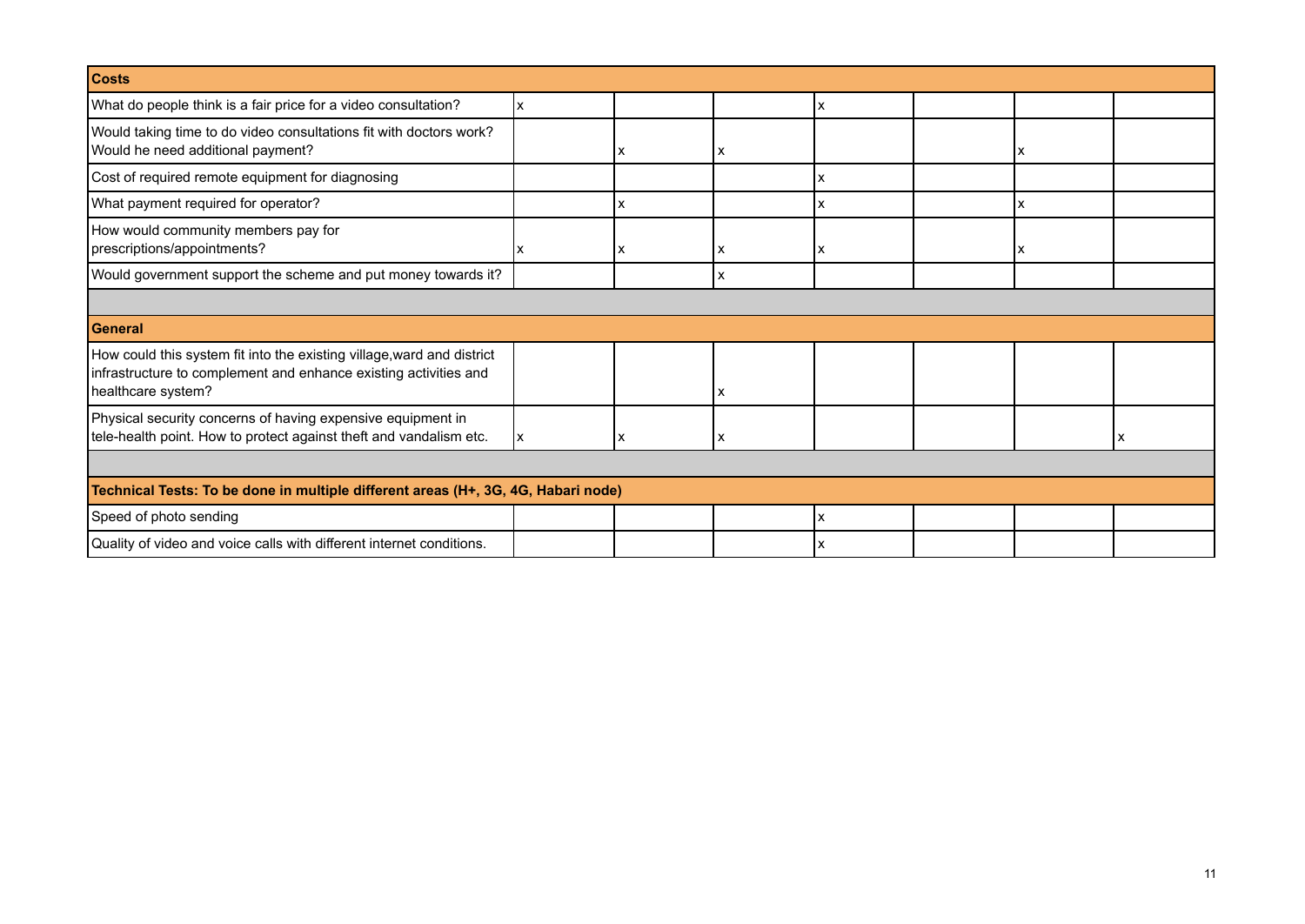| | | | | | | | |
|---|---|---|---|---|---|---|---|
| **Costs** | | | | | | | |
| What do people think is a fair price for a video consultation? | x | | | x | | | |
| Would taking time to do video consultations fit with doctors work? Would he need additional payment? | | x | x | | | x | |
| Cost of required remote equipment for diagnosing | | | | x | | | |
| What payment required for operator? | | x | | x | | x | |
| How would community members pay for prescriptions/appointments? | x | x | x | x | | x | |
| Would government support the scheme and put money towards it? | | | x | | | | |
| | | | | | | | |
| **General** | | | | | | | |
| How could this system fit into the existing village,ward and district infrastructure to complement and enhance existing activities and healthcare system? | | | x | | | | |
| Physical security concerns of having expensive equipment in tele-health point. How to protect against theft and vandalism etc. | x | x | x | | | | x |
| | | | | | | | |
| **Technical Tests: To be done in multiple different areas (H+, 3G, 4G, Habari node)** | | | | | | | |
| Speed of photo sending | | | | x | | | |
| Quality of video and voice calls with different internet conditions. | | | | x | | | |